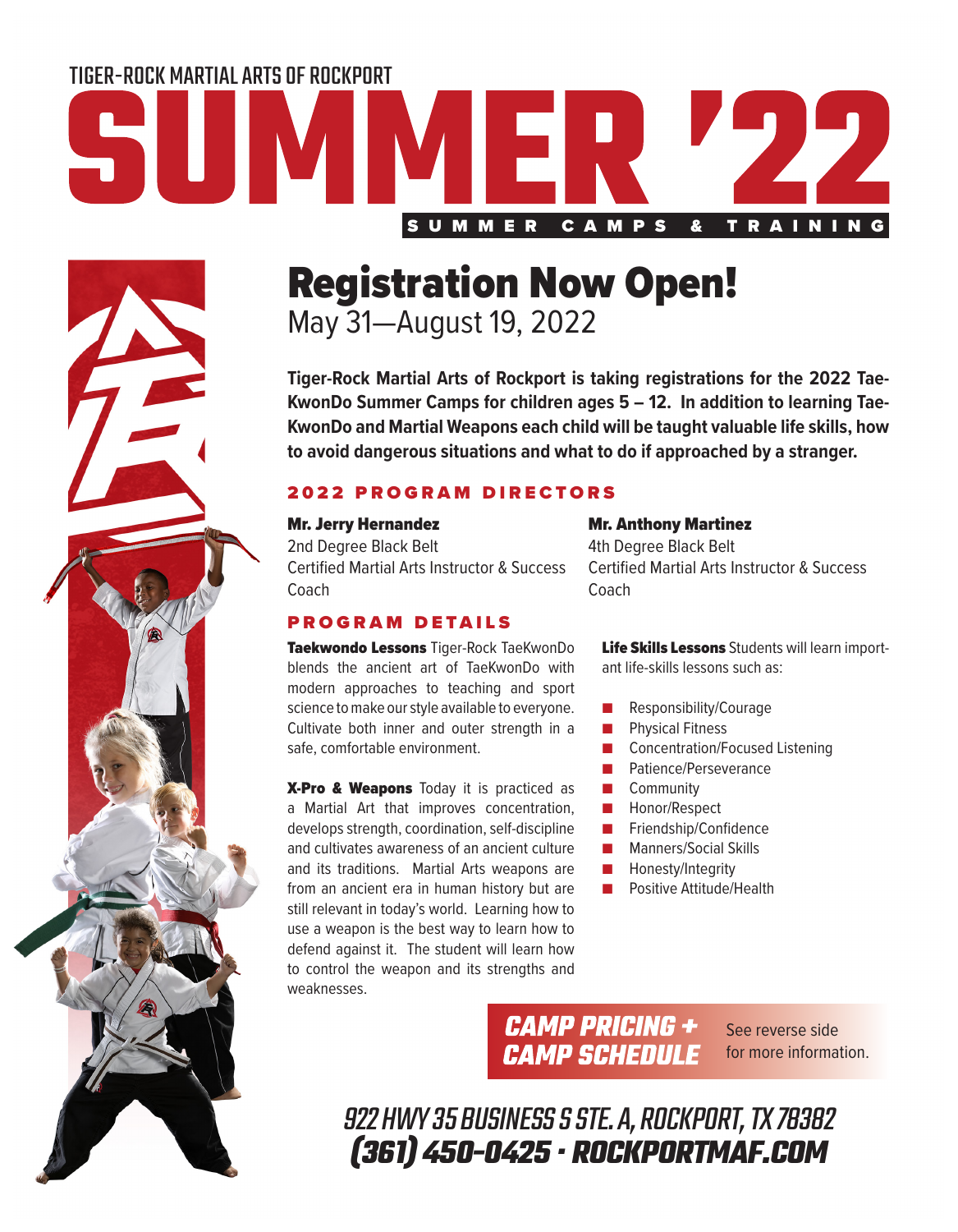TIGER-ROCK MARTIAL ARTS OF ROCKPORT

# SUMMER '22

SUMMER CAMPS & TRAINING

## Registration Now Open!

May 31—August 19, 2022

**Tiger-Rock Martial Arts of Rockport is taking registrations for the 2022 Tae-KwonDo Summer Camps for children ages 5 – 12. In addition to learning Tae-KwonDo and Martial Weapons each child will be taught valuable life skills, how to avoid dangerous situations and what to do if approached by a stranger.**

### 2022 PROGRAM DIRECTORS

**Mr. Jerry Hernandez**
2nd Degree Black Belt
Certified Martial Arts Instructor & Success Coach

**Mr. Anthony Martinez**
4th Degree Black Belt
Certified Martial Arts Instructor & Success Coach

### PROGRAM DETAILS

**Taekwondo Lessons** Tiger-Rock TaeKwonDo blends the ancient art of TaeKwonDo with modern approaches to teaching and sport science to make our style available to everyone. Cultivate both inner and outer strength in a safe, comfortable environment.

**X-Pro & Weapons** Today it is practiced as a Martial Art that improves concentration, develops strength, coordination, self-discipline and cultivates awareness of an ancient culture and its traditions. Martial Arts weapons are from an ancient era in human history but are still relevant in today's world. Learning how to use a weapon is the best way to learn how to defend against it. The student will learn how to control the weapon and its strengths and weaknesses.

**Life Skills Lessons** Students will learn important life-skills lessons such as:

- Responsibility/Courage
- Physical Fitness
- Concentration/Focused Listening
- Patience/Perseverance
- Community
- Honor/Respect
- Friendship/Confidence
- Manners/Social Skills
- Honesty/Integrity
- Positive Attitude/Health

**CAMP PRICING + CAMP SCHEDULE** See reverse side for more information.

922 HWY 35 BUSINESS S STE. A, ROCKPORT, TX 78382
**(361) 450-0425 · ROCKPORTMAF.COM**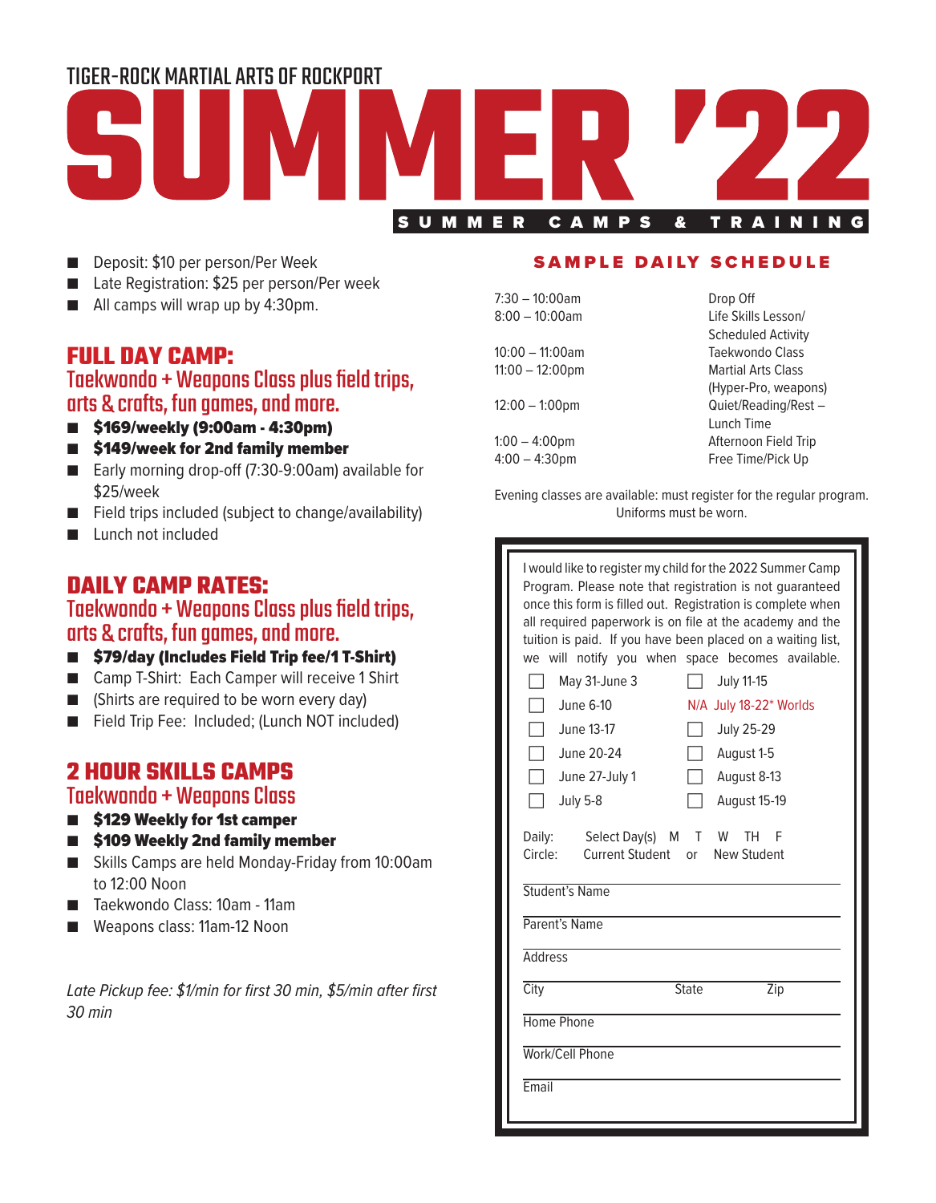TIGER-ROCK MARTIAL ARTS OF ROCKPORT

# SUMMER '22

SUMMER CAMPS & TRAINING

- Deposit: $10 per person/Per Week
- Late Registration: $25 per person/Per week
- All camps will wrap up by 4:30pm.

## FULL DAY CAMP:

### Taekwondo + Weapons Class plus field trips, arts & crafts, fun games, and more.

- **$169/weekly (9:00am - 4:30pm)**
- **$149/week for 2nd family member**
- Early morning drop-off (7:30-9:00am) available for $25/week
- Field trips included (subject to change/availability)
- Lunch not included

## DAILY CAMP RATES:

### Taekwondo + Weapons Class plus field trips, arts & crafts, fun games, and more.

- **$79/day (Includes Field Trip fee/1 T-Shirt)**
- Camp T-Shirt: Each Camper will receive 1 Shirt
- (Shirts are required to be worn every day)
- Field Trip Fee: Included; (Lunch NOT included)

## 2 HOUR SKILLS CAMPS

### Taekwondo + Weapons Class

- **$129 Weekly for 1st camper**
- **$109 Weekly 2nd family member**
- Skills Camps are held Monday-Friday from 10:00am to 12:00 Noon
- Taekwondo Class: 10am - 11am
- Weapons class: 11am-12 Noon

*Late Pickup fee: $1/min for first 30 min, $5/min after first 30 min*

## SAMPLE DAILY SCHEDULE

| | |
|---|---|
| 7:30 – 10:00am | Drop Off |
| 8:00 – 10:00am | Life Skills Lesson/ Scheduled Activity |
| 10:00 – 11:00am | Taekwondo Class |
| 11:00 – 12:00pm | Martial Arts Class (Hyper-Pro, weapons) |
| 12:00 – 1:00pm | Quiet/Reading/Rest – Lunch Time |
| 1:00 – 4:00pm | Afternoon Field Trip |
| 4:00 – 4:30pm | Free Time/Pick Up |

Evening classes are available: must register for the regular program. Uniforms must be worn.

I would like to register my child for the 2022 Summer Camp Program. Please note that registration is not guaranteed once this form is filled out. Registration is complete when all required paperwork is on file at the academy and the tuition is paid. If you have been placed on a waiting list, we will notify you when space becomes available.

| | |
|---|---|
| ☐ May 31-June 3 | ☐ July 11-15 |
| ☐ June 6-10 | N/A July 18-22* Worlds |
| ☐ June 13-17 | ☐ July 25-29 |
| ☐ June 20-24 | ☐ August 1-5 |
| ☐ June 27-July 1 | ☐ August 8-13 |
| ☐ July 5-8 | ☐ August 15-19 |

Daily: Select Day(s) M T W TH F

Circle: Current Student or New Student

Student's Name ______________________

Parent's Name ______________________

Address ______________________

City ____________ State ________ Zip ________

Home Phone ______________________

Work/Cell Phone ______________________

Email ______________________